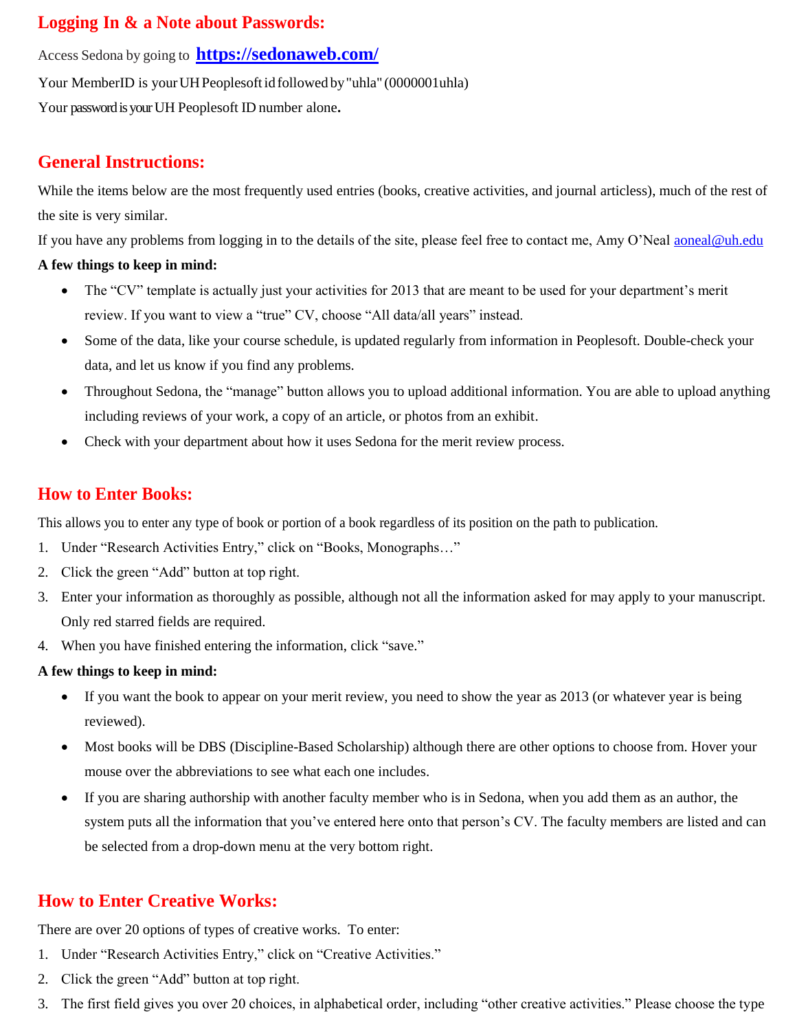## Logging In & a Note about Passwords:

Access Sedona by going to **https://sedonaweb.com/**

Your MemberID is your UH Peoplesoft id followed by "uhla" (0000001uhla)

Your password is your UH Peoplesoft ID number alone**.**

## General Instructions:

While the items below are the most frequently used entries (books, creative activities, and journal articless), much of the rest of the site is very similar.

If you have any problems from logging in to the details of the site, please feel free to contact me, Amy O'Neal aoneal@uh.edu

**A few things to keep in mind:**

- The "CV" template is actually just your activities for 2013 that are meant to be used for your department's merit review. If you want to view a "true" CV, choose "All data/all years" instead.
- Some of the data, like your course schedule, is updated regularly from information in Peoplesoft. Double-check your data, and let us know if you find any problems.
- Throughout Sedona, the "manage" button allows you to upload additional information. You are able to upload anything including reviews of your work, a copy of an article, or photos from an exhibit.
- Check with your department about how it uses Sedona for the merit review process.

## How to Enter Books:

This allows you to enter any type of book or portion of a book regardless of its position on the path to publication.

1. Under "Research Activities Entry," click on "Books, Monographs…"
2. Click the green "Add" button at top right.
3. Enter your information as thoroughly as possible, although not all the information asked for may apply to your manuscript. Only red starred fields are required.
4. When you have finished entering the information, click "save."

**A few things to keep in mind:**

- If you want the book to appear on your merit review, you need to show the year as 2013 (or whatever year is being reviewed).
- Most books will be DBS (Discipline-Based Scholarship) although there are other options to choose from. Hover your mouse over the abbreviations to see what each one includes.
- If you are sharing authorship with another faculty member who is in Sedona, when you add them as an author, the system puts all the information that you've entered here onto that person's CV. The faculty members are listed and can be selected from a drop-down menu at the very bottom right.

## How to Enter Creative Works:

There are over 20 options of types of creative works. To enter:

1. Under "Research Activities Entry," click on "Creative Activities."
2. Click the green "Add" button at top right.
3. The first field gives you over 20 choices, in alphabetical order, including "other creative activities." Please choose the type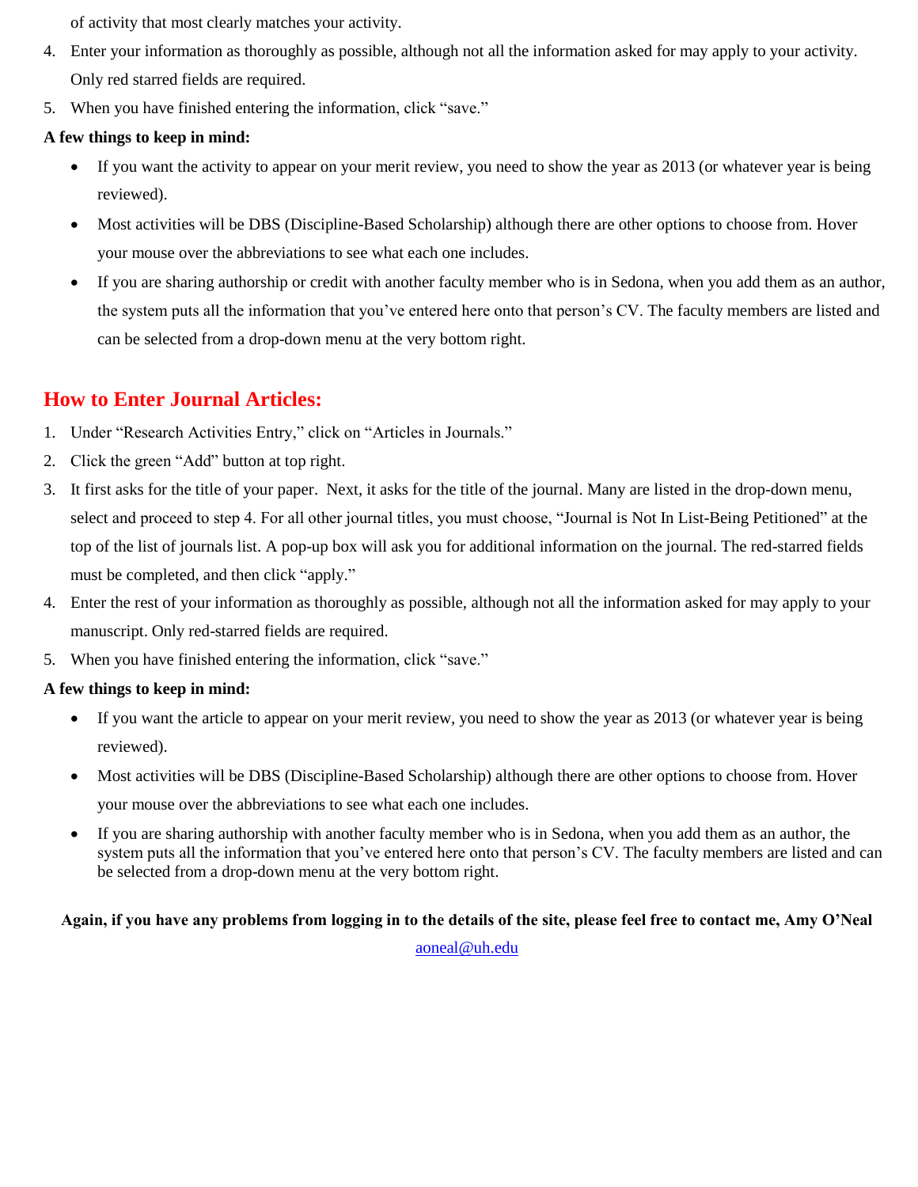of activity that most clearly matches your activity.

4. Enter your information as thoroughly as possible, although not all the information asked for may apply to your activity. Only red starred fields are required.
5. When you have finished entering the information, click "save."

**A few things to keep in mind:**

- If you want the activity to appear on your merit review, you need to show the year as 2013 (or whatever year is being reviewed).
- Most activities will be DBS (Discipline-Based Scholarship) although there are other options to choose from. Hover your mouse over the abbreviations to see what each one includes.
- If you are sharing authorship or credit with another faculty member who is in Sedona, when you add them as an author, the system puts all the information that you've entered here onto that person's CV. The faculty members are listed and can be selected from a drop-down menu at the very bottom right.

## How to Enter Journal Articles:

1. Under "Research Activities Entry," click on "Articles in Journals."
2. Click the green "Add" button at top right.
3. It first asks for the title of your paper. Next, it asks for the title of the journal. Many are listed in the drop-down menu, select and proceed to step 4. For all other journal titles, you must choose, "Journal is Not In List-Being Petitioned" at the top of the list of journals list. A pop-up box will ask you for additional information on the journal. The red-starred fields must be completed, and then click "apply."
4. Enter the rest of your information as thoroughly as possible, although not all the information asked for may apply to your manuscript. Only red-starred fields are required.
5. When you have finished entering the information, click "save."

**A few things to keep in mind:**

- If you want the article to appear on your merit review, you need to show the year as 2013 (or whatever year is being reviewed).
- Most activities will be DBS (Discipline-Based Scholarship) although there are other options to choose from. Hover your mouse over the abbreviations to see what each one includes.
- If you are sharing authorship with another faculty member who is in Sedona, when you add them as an author, the system puts all the information that you've entered here onto that person's CV. The faculty members are listed and can be selected from a drop-down menu at the very bottom right.

**Again, if you have any problems from logging in to the details of the site, please feel free to contact me, Amy O'Neal**

aoneal@uh.edu